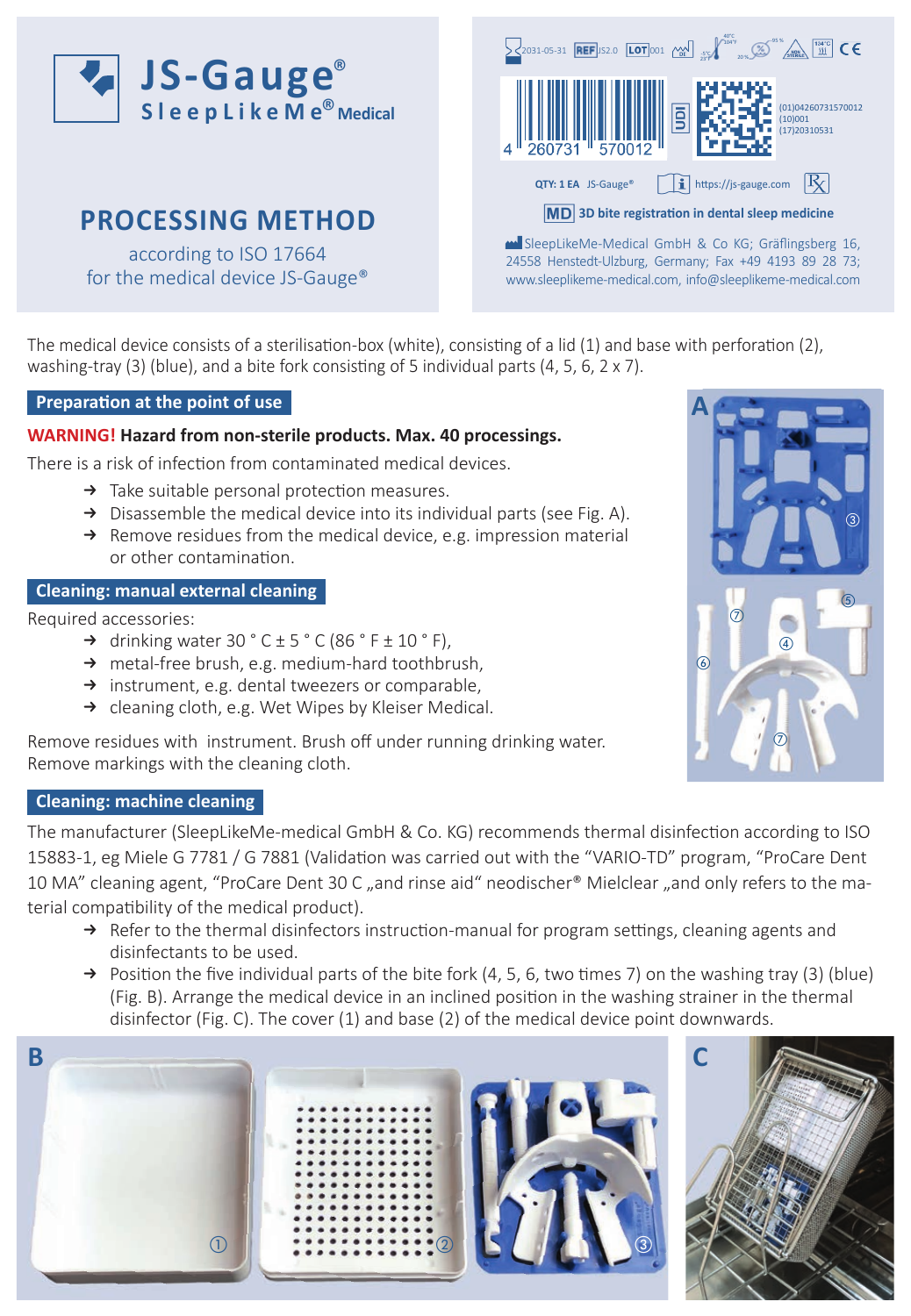# JS-Gauge®

SleepLikeMe® Medical

## PROCESSING METHOD

according to ISO 17664
for the medical device JS-Gauge®

2031-05-31 REF JS2.0 LOT 001

4 260731 570012

UDI

(01)04260731570012
(10)001
(17)20310531

QTY: 1 EA JS-Gauge® https://js-gauge.com

MD 3D bite registration in dental sleep medicine

SleepLikeMe-Medical GmbH & Co KG; Gräflingsberg 16, 24558 Henstedt-Ulzburg, Germany; Fax +49 4193 89 28 73; www.sleeplikeme-medical.com, info@sleeplikeme-medical.com

The medical device consists of a sterilisation-box (white), consisting of a lid (1) and base with perforation (2), washing-tray (3) (blue), and a bite fork consisting of 5 individual parts (4, 5, 6, 2 x 7).

### Preparation at the point of use

**WARNING! Hazard from non-sterile products. Max. 40 processings.**

There is a risk of infection from contaminated medical devices.

- → Take suitable personal protection measures.
- → Disassemble the medical device into its individual parts (see Fig. A).
- → Remove residues from the medical device, e.g. impression material or other contamination.

### Cleaning: manual external cleaning

Required accessories:

- → drinking water 30 ° C ± 5 ° C (86 ° F ± 10 ° F),
- → metal-free brush, e.g. medium-hard toothbrush,
- → instrument, e.g. dental tweezers or comparable,
- → cleaning cloth, e.g. Wet Wipes by Kleiser Medical.

Remove residues with instrument. Brush off under running drinking water. Remove markings with the cleaning cloth.

### Cleaning: machine cleaning

The manufacturer (SleepLikeMe-medical GmbH & Co. KG) recommends thermal disinfection according to ISO 15883-1, eg Miele G 7781 / G 7881 (Validation was carried out with the "VARIO-TD" program, "ProCare Dent 10 MA" cleaning agent, "ProCare Dent 30 C „and rinse aid" neodischer® Mielclear „and only refers to the material compatibility of the medical product).

- → Refer to the thermal disinfectors instruction-manual for program settings, cleaning agents and disinfectants to be used.
- → Position the five individual parts of the bite fork (4, 5, 6, two times 7) on the washing tray (3) (blue) (Fig. B). Arrange the medical device in an inclined position in the washing strainer in the thermal disinfector (Fig. C). The cover (1) and base (2) of the medical device point downwards.

A

B

C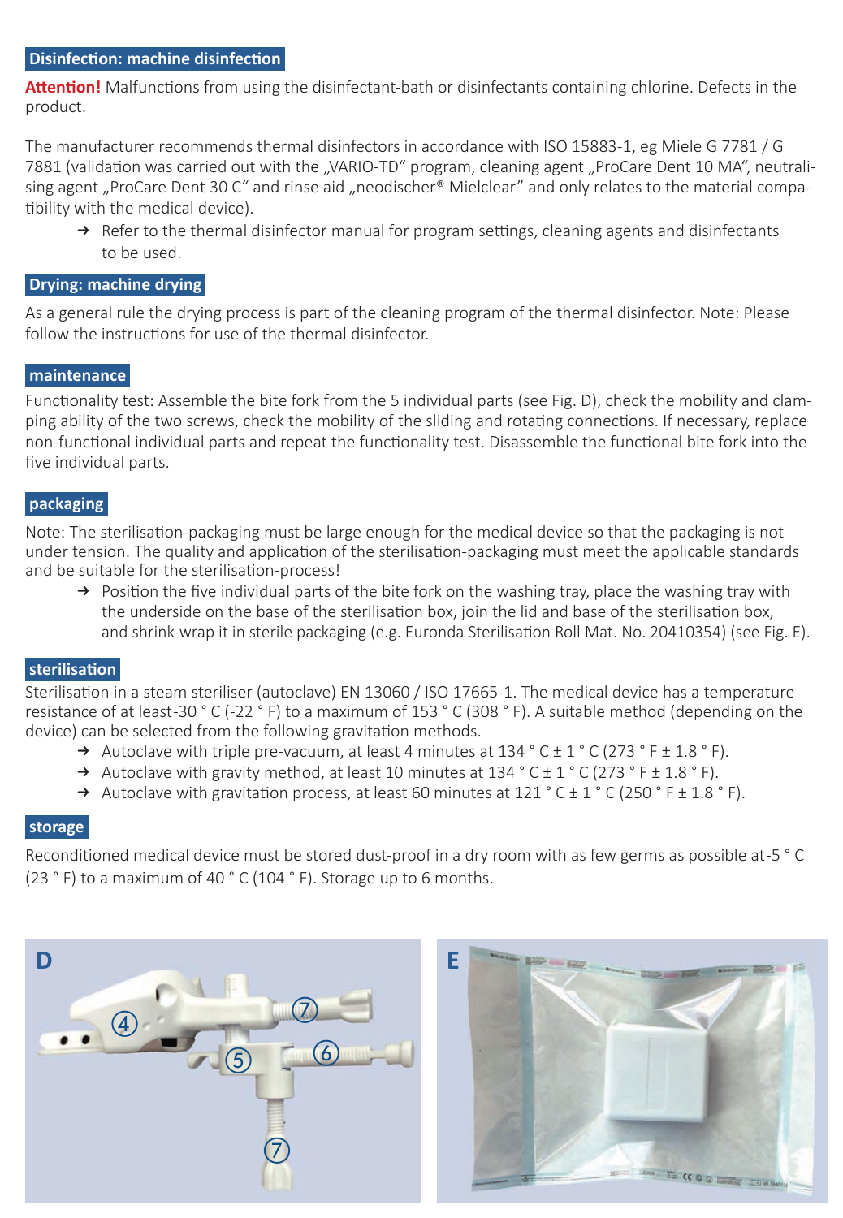## Disinfection: machine disinfection

**Attention!** Malfunctions from using the disinfectant-bath or disinfectants containing chlorine. Defects in the product.

The manufacturer recommends thermal disinfectors in accordance with ISO 15883-1, eg Miele G 7781 / G 7881 (validation was carried out with the „VARIO-TD" program, cleaning agent „ProCare Dent 10 MA", neutralising agent „ProCare Dent 30 C" and rinse aid „neodischer® Mielclear" and only relates to the material compatibility with the medical device).

- → Refer to the thermal disinfector manual for program settings, cleaning agents and disinfectants to be used.

## Drying: machine drying

As a general rule the drying process is part of the cleaning program of the thermal disinfector. Note: Please follow the instructions for use of the thermal disinfector.

## maintenance

Functionality test: Assemble the bite fork from the 5 individual parts (see Fig. D), check the mobility and clamping ability of the two screws, check the mobility of the sliding and rotating connections. If necessary, replace non-functional individual parts and repeat the functionality test. Disassemble the functional bite fork into the five individual parts.

## packaging

Note: The sterilisation-packaging must be large enough for the medical device so that the packaging is not under tension. The quality and application of the sterilisation-packaging must meet the applicable standards and be suitable for the sterilisation-process!

- → Position the five individual parts of the bite fork on the washing tray, place the washing tray with the underside on the base of the sterilisation box, join the lid and base of the sterilisation box, and shrink-wrap it in sterile packaging (e.g. Euronda Sterilisation Roll Mat. No. 20410354) (see Fig. E).

## sterilisation

Sterilisation in a steam steriliser (autoclave) EN 13060 / ISO 17665-1. The medical device has a temperature resistance of at least-30 ° C (-22 ° F) to a maximum of 153 ° C (308 ° F). A suitable method (depending on the device) can be selected from the following gravitation methods.

- → Autoclave with triple pre-vacuum, at least 4 minutes at 134 ° C ± 1 ° C (273 ° F ± 1.8 ° F).
- → Autoclave with gravity method, at least 10 minutes at 134 ° C ± 1 ° C (273 ° F ± 1.8 ° F).
- → Autoclave with gravitation process, at least 60 minutes at 121 ° C ± 1 ° C (250 ° F ± 1.8 ° F).

## storage

Reconditioned medical device must be stored dust-proof in a dry room with as few germs as possible at-5 ° C (23 ° F) to a maximum of 40 ° C (104 ° F). Storage up to 6 months.

D

4

5

6

7

7

E